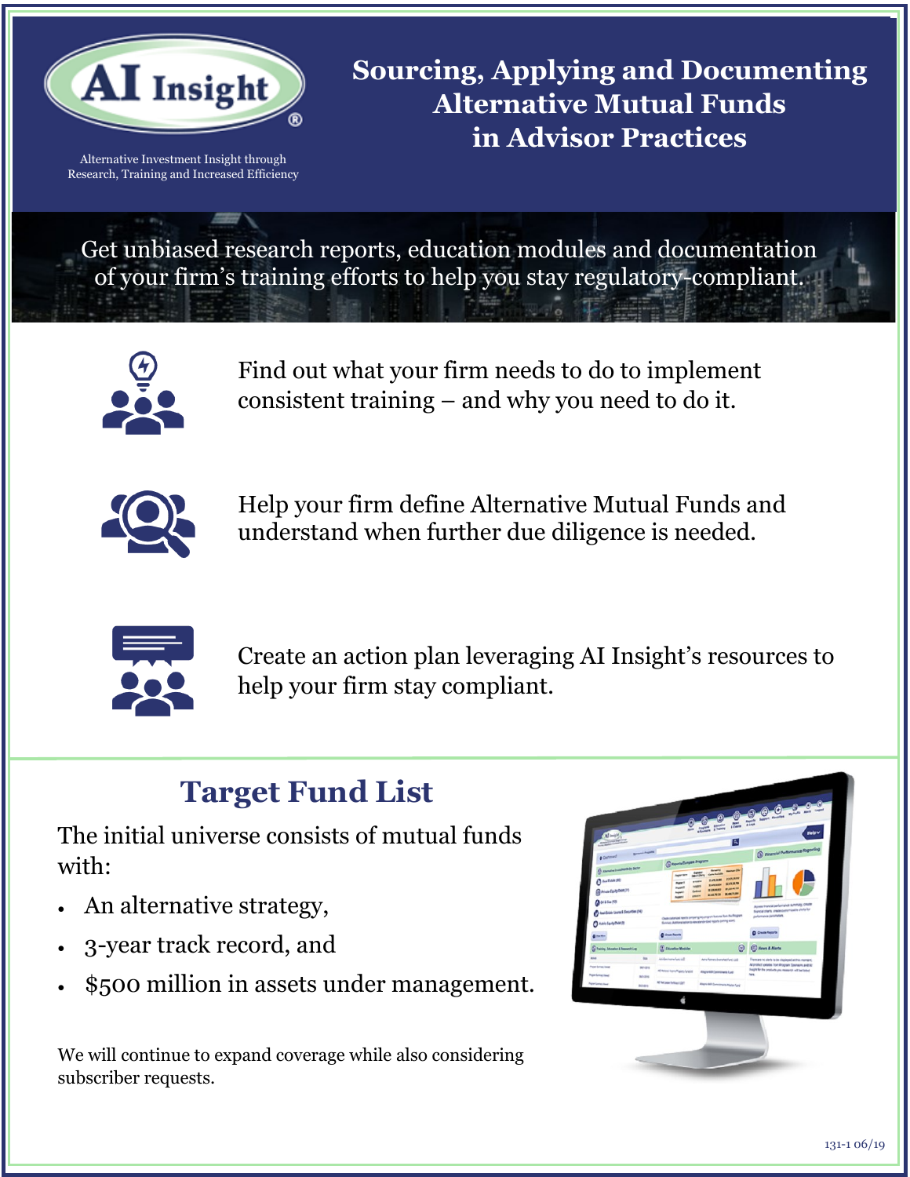AI Insight®

Alternative Investment Insight through Research, Training and Increased Efficiency

# Sourcing, Applying and Documenting Alternative Mutual Funds in Advisor Practices

Get unbiased research reports, education modules and documentation of your firm's training efforts to help you stay regulatory-compliant.

Find out what your firm needs to do to implement consistent training – and why you need to do it.

Help your firm define Alternative Mutual Funds and understand when further due diligence is needed.

Create an action plan leveraging AI Insight's resources to help your firm stay compliant.

## Target Fund List

The initial universe consists of mutual funds with:

- An alternative strategy,
- 3-year track record, and
- $500 million in assets under management.

We will continue to expand coverage while also considering subscriber requests.

131-1 06/19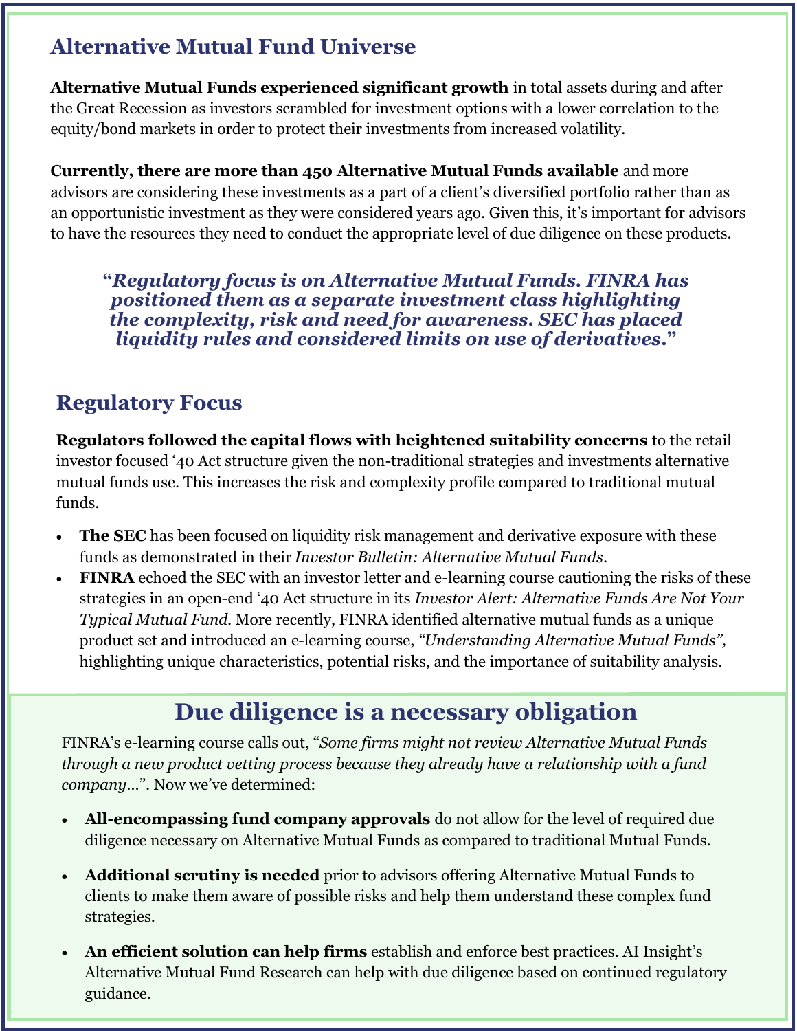## Alternative Mutual Fund Universe

**Alternative Mutual Funds experienced significant growth** in total assets during and after the Great Recession as investors scrambled for investment options with a lower correlation to the equity/bond markets in order to protect their investments from increased volatility.

**Currently, there are more than 450 Alternative Mutual Funds available** and more advisors are considering these investments as a part of a client's diversified portfolio rather than as an opportunistic investment as they were considered years ago. Given this, it's important for advisors to have the resources they need to conduct the appropriate level of due diligence on these products.

> ***"Regulatory focus is on Alternative Mutual Funds. FINRA has positioned them as a separate investment class highlighting the complexity, risk and need for awareness. SEC has placed liquidity rules and considered limits on use of derivatives."***

## Regulatory Focus

**Regulators followed the capital flows with heightened suitability concerns** to the retail investor focused '40 Act structure given the non-traditional strategies and investments alternative mutual funds use. This increases the risk and complexity profile compared to traditional mutual funds.

- **The SEC** has been focused on liquidity risk management and derivative exposure with these funds as demonstrated in their *Investor Bulletin: Alternative Mutual Funds*.
- **FINRA** echoed the SEC with an investor letter and e-learning course cautioning the risks of these strategies in an open-end '40 Act structure in its *Investor Alert: Alternative Funds Are Not Your Typical Mutual Fund*. More recently, FINRA identified alternative mutual funds as a unique product set and introduced an e-learning course, *"Understanding Alternative Mutual Funds"*, highlighting unique characteristics, potential risks, and the importance of suitability analysis.

## Due diligence is a necessary obligation

FINRA's e-learning course calls out, "*Some firms might not review Alternative Mutual Funds through a new product vetting process because they already have a relationship with a fund company…*". Now we've determined:

- **All-encompassing fund company approvals** do not allow for the level of required due diligence necessary on Alternative Mutual Funds as compared to traditional Mutual Funds.
- **Additional scrutiny is needed** prior to advisors offering Alternative Mutual Funds to clients to make them aware of possible risks and help them understand these complex fund strategies.
- **An efficient solution can help firms** establish and enforce best practices. AI Insight's Alternative Mutual Fund Research can help with due diligence based on continued regulatory guidance.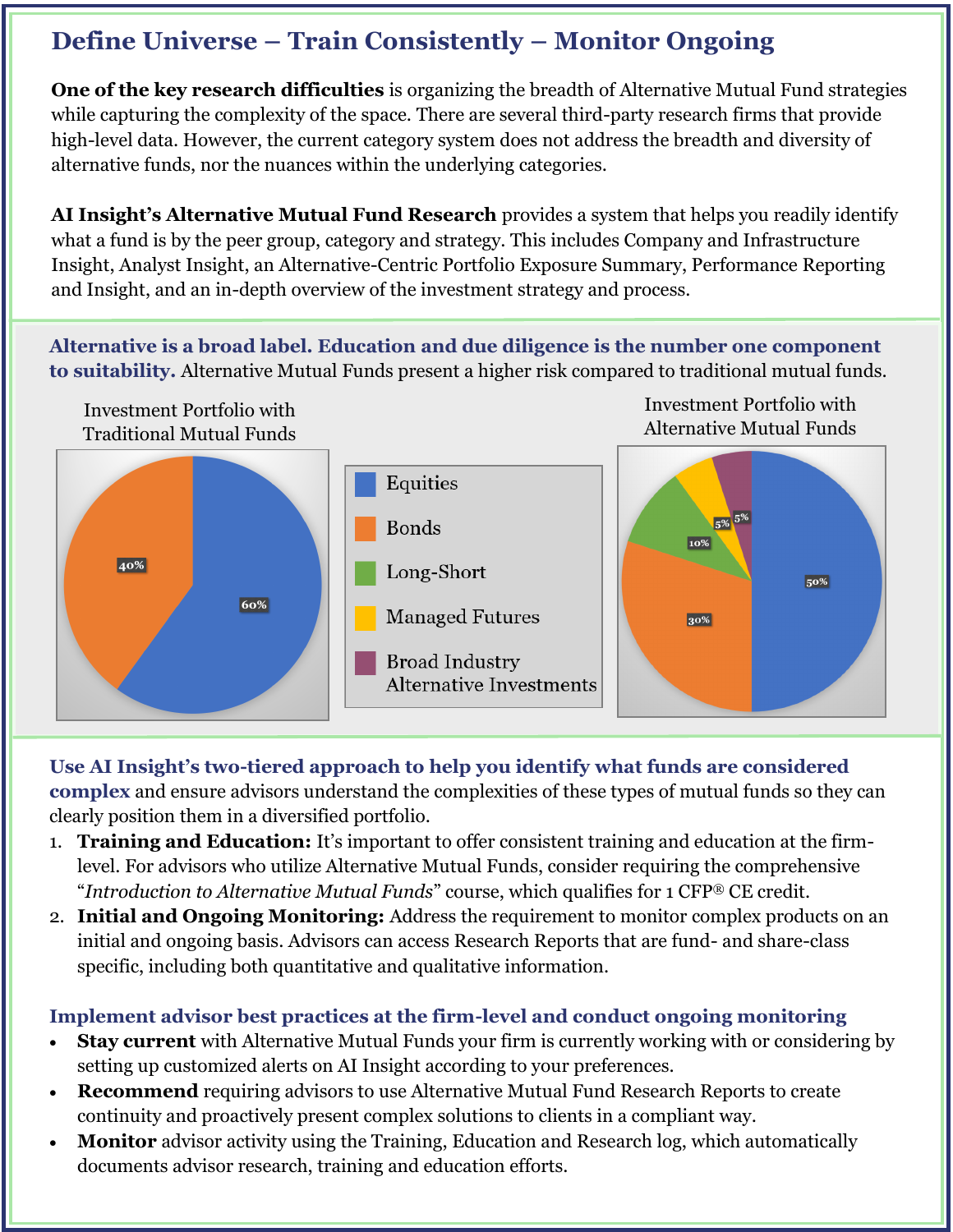## Define Universe – Train Consistently – Monitor Ongoing

**One of the key research difficulties** is organizing the breadth of Alternative Mutual Fund strategies while capturing the complexity of the space. There are several third-party research firms that provide high-level data. However, the current category system does not address the breadth and diversity of alternative funds, nor the nuances within the underlying categories.

**AI Insight's Alternative Mutual Fund Research** provides a system that helps you readily identify what a fund is by the peer group, category and strategy. This includes Company and Infrastructure Insight, Analyst Insight, an Alternative-Centric Portfolio Exposure Summary, Performance Reporting and Insight, and an in-depth overview of the investment strategy and process.

**Alternative is a broad label. Education and due diligence is the number one component to suitability.** Alternative Mutual Funds present a higher risk compared to traditional mutual funds.

Investment Portfolio with Traditional Mutual Funds

| Asset | Allocation |
|---|---|
| Equities | 60% |
| Bonds | 40% |

Investment Portfolio with Alternative Mutual Funds

| Asset | Allocation |
|---|---|
| Equities | 50% |
| Bonds | 30% |
| Long-Short | 10% |
| Managed Futures | 5% |
| Broad Industry Alternative Investments | 5% |

**Use AI Insight's two-tiered approach to help you identify what funds are considered complex** and ensure advisors understand the complexities of these types of mutual funds so they can clearly position them in a diversified portfolio.

1. **Training and Education:** It's important to offer consistent training and education at the firm-level. For advisors who utilize Alternative Mutual Funds, consider requiring the comprehensive "*Introduction to Alternative Mutual Funds*" course, which qualifies for 1 CFP® CE credit.
2. **Initial and Ongoing Monitoring:** Address the requirement to monitor complex products on an initial and ongoing basis. Advisors can access Research Reports that are fund- and share-class specific, including both quantitative and qualitative information.

**Implement advisor best practices at the firm-level and conduct ongoing monitoring**

- **Stay current** with Alternative Mutual Funds your firm is currently working with or considering by setting up customized alerts on AI Insight according to your preferences.
- **Recommend** requiring advisors to use Alternative Mutual Fund Research Reports to create continuity and proactively present complex solutions to clients in a compliant way.
- **Monitor** advisor activity using the Training, Education and Research log, which automatically documents advisor research, training and education efforts.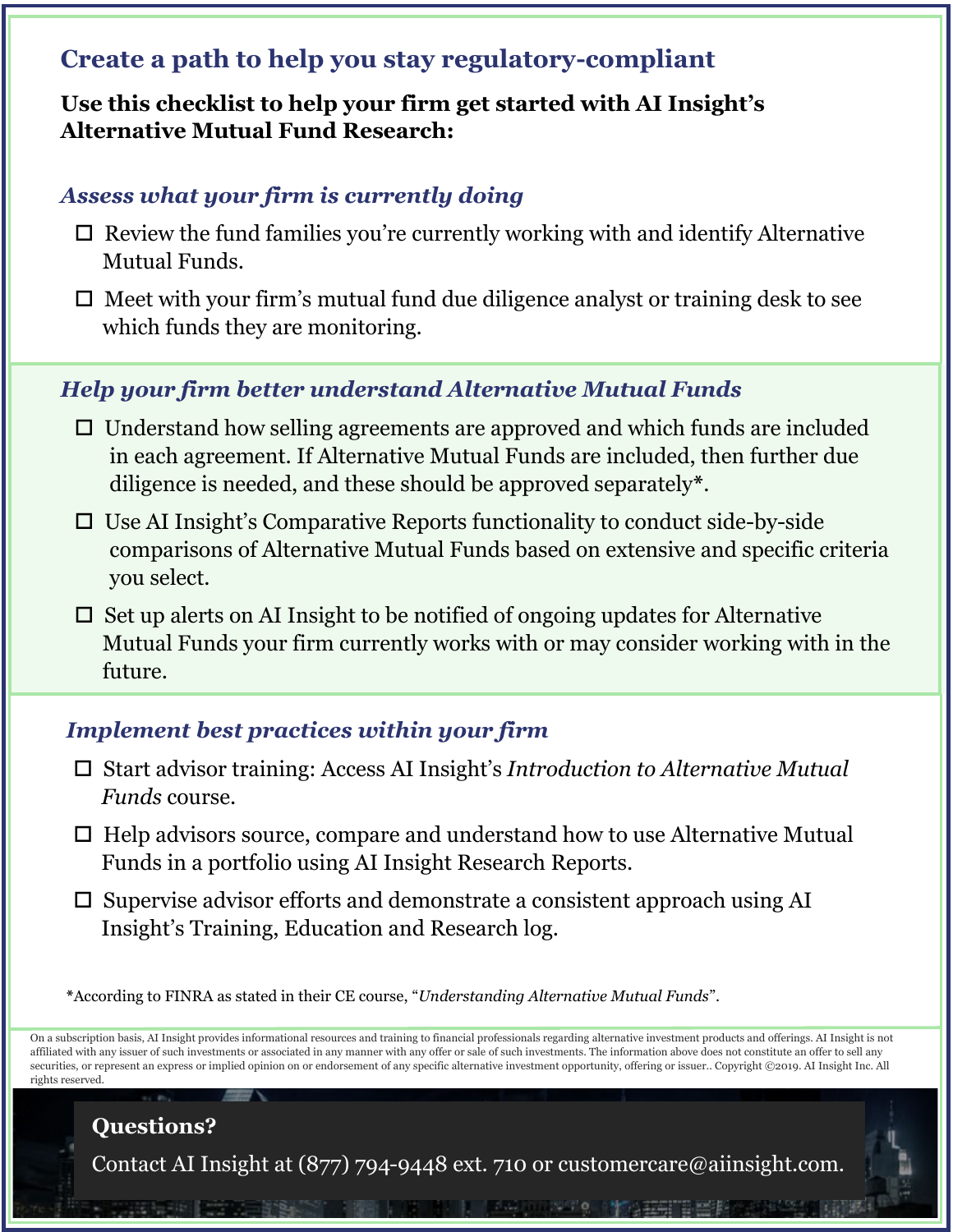## Create a path to help you stay regulatory-compliant

**Use this checklist to help your firm get started with AI Insight's Alternative Mutual Fund Research:**

### *Assess what your firm is currently doing*

- ☐ Review the fund families you're currently working with and identify Alternative Mutual Funds.
- ☐ Meet with your firm's mutual fund due diligence analyst or training desk to see which funds they are monitoring.

### *Help your firm better understand Alternative Mutual Funds*

- ☐ Understand how selling agreements are approved and which funds are included in each agreement. If Alternative Mutual Funds are included, then further due diligence is needed, and these should be approved separately*.
- ☐ Use AI Insight's Comparative Reports functionality to conduct side-by-side comparisons of Alternative Mutual Funds based on extensive and specific criteria you select.
- ☐ Set up alerts on AI Insight to be notified of ongoing updates for Alternative Mutual Funds your firm currently works with or may consider working with in the future.

### *Implement best practices within your firm*

- ☐ Start advisor training: Access AI Insight's *Introduction to Alternative Mutual Funds* course.
- ☐ Help advisors source, compare and understand how to use Alternative Mutual Funds in a portfolio using AI Insight Research Reports.
- ☐ Supervise advisor efforts and demonstrate a consistent approach using AI Insight's Training, Education and Research log.

*According to FINRA as stated in their CE course, "*Understanding Alternative Mutual Funds*".

On a subscription basis, AI Insight provides informational resources and training to financial professionals regarding alternative investment products and offerings. AI Insight is not affiliated with any issuer of such investments or associated in any manner with any offer or sale of such investments. The information above does not constitute an offer to sell any securities, or represent an express or implied opinion on or endorsement of any specific alternative investment opportunity, offering or issuer.. Copyright ©2019. AI Insight Inc. All rights reserved.

**Questions?**

Contact AI Insight at (877) 794-9448 ext. 710 or customercare@aiinsight.com.